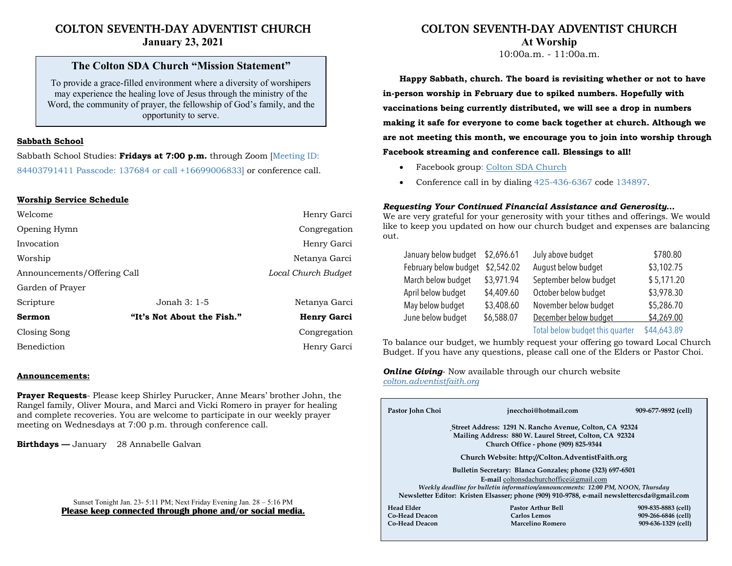# COLTON SEVENTH-DAY ADVENTIST CHURCH
**January 23, 2021**

## The Colton SDA Church "Mission Statement"

To provide a grace-filled environment where a diversity of worshipers may experience the healing love of Jesus through the ministry of the Word, the community of prayer, the fellowship of God's family, and the opportunity to serve.

**Sabbath School**

Sabbath School Studies: **Fridays at 7:00 p.m.** through Zoom [Meeting ID: 84403791411 Passcode: 137684 or call +16699006833] or conference call.

**Worship Service Schedule**

| | | |
|---|---|---|
| Welcome | | Henry Garci |
| Opening Hymn | | Congregation |
| Invocation | | Henry Garci |
| Worship | | Netanya Garci |
| Announcements/Offering Call | | *Local Church Budget* |
| Garden of Prayer | | |
| Scripture | Jonah 3: 1-5 | Netanya Garci |
| **Sermon** | **"It's Not About the Fish."** | **Henry Garci** |
| Closing Song | | Congregation |
| Benediction | | Henry Garci |

**Announcements:**

**Prayer Requests**- Please keep Shirley Purucker, Anne Mears' brother John, the Rangel family, Oliver Moura, and Marci and Vicki Romero in prayer for healing and complete recoveries. You are welcome to participate in our weekly prayer meeting on Wednesdays at 7:00 p.m. through conference call.

**Birthdays —** January 28 Annabelle Galvan

Sunset Tonight Jan. 23- 5:11 PM; Next Friday Evening Jan. 28 – 5:16 PM

**Please keep connected through phone and/or social media.**

# COLTON SEVENTH-DAY ADVENTIST CHURCH
**At Worship**

10:00a.m. - 11:00a.m.

**Happy Sabbath, church. The board is revisiting whether or not to have in-person worship in February due to spiked numbers. Hopefully with vaccinations being currently distributed, we will see a drop in numbers making it safe for everyone to come back together at church. Although we are not meeting this month, we encourage you to join into worship through Facebook streaming and conference call. Blessings to all!**

- Facebook group: Colton SDA Church
- Conference call in by dialing 425-436-6367 code 134897.

***Requesting Your Continued Financial Assistance and Generosity…***

We are very grateful for your generosity with your tithes and offerings. We would like to keep you updated on how our church budget and expenses are balancing out.

| | | | |
|---|---|---|---|
| January below budget | $2,696.61 | July above budget | $780.80 |
| February below budget | $2,542.02 | August below budget | $3,102.75 |
| March below budget | $3,971.94 | September below budget | $ 5,171.20 |
| April below budget | $4,409.60 | October below budget | $3,978.30 |
| May below budget | $3,408.60 | November below budget | $5,286.70 |
| June below budget | $6,588.07 | December below budget | $4,269.00 |
| | | Total below budget this quarter | $44,643.89 |

To balance our budget, we humbly request your offering go toward Local Church Budget. If you have any questions, please call one of the Elders or Pastor Choi.

***Online Giving***- Now available through our church website *colton.adventistfaith.org*

**Pastor John Choi** **jnecchoi@hotmail.com** **909-677-9892 (cell)**

**Street Address: 1291 N. Rancho Avenue, Colton, CA 92324**
**Mailing Address: 880 W. Laurel Street, Colton, CA 92324**
**Church Office - phone (909) 825-9344**

**Church Website: http://Colton.AdventistFaith.org**

**Bulletin Secretary: Blanca Gonzales; phone (323) 697-6501**
**E-mail coltonsdachurchoffice@gmail.com**
***Weekly deadline for bulletin information/announcements: 12:00 PM, NOON, Thursday***
**Newsletter Editor: Kristen Elsasser; phone (909) 910-9788, e-mail newslettercsda@gmail.com**

| | | |
|---|---|---|
| **Head Elder** | **Pastor Arthur Bell** | **909-835-8883 (cell)** |
| **Co-Head Deacon** | **Carlos Lemos** | **909-266-6846 (cell)** |
| **Co-Head Deacon** | **Marcelino Romero** | **909-636-1329 (cell)** |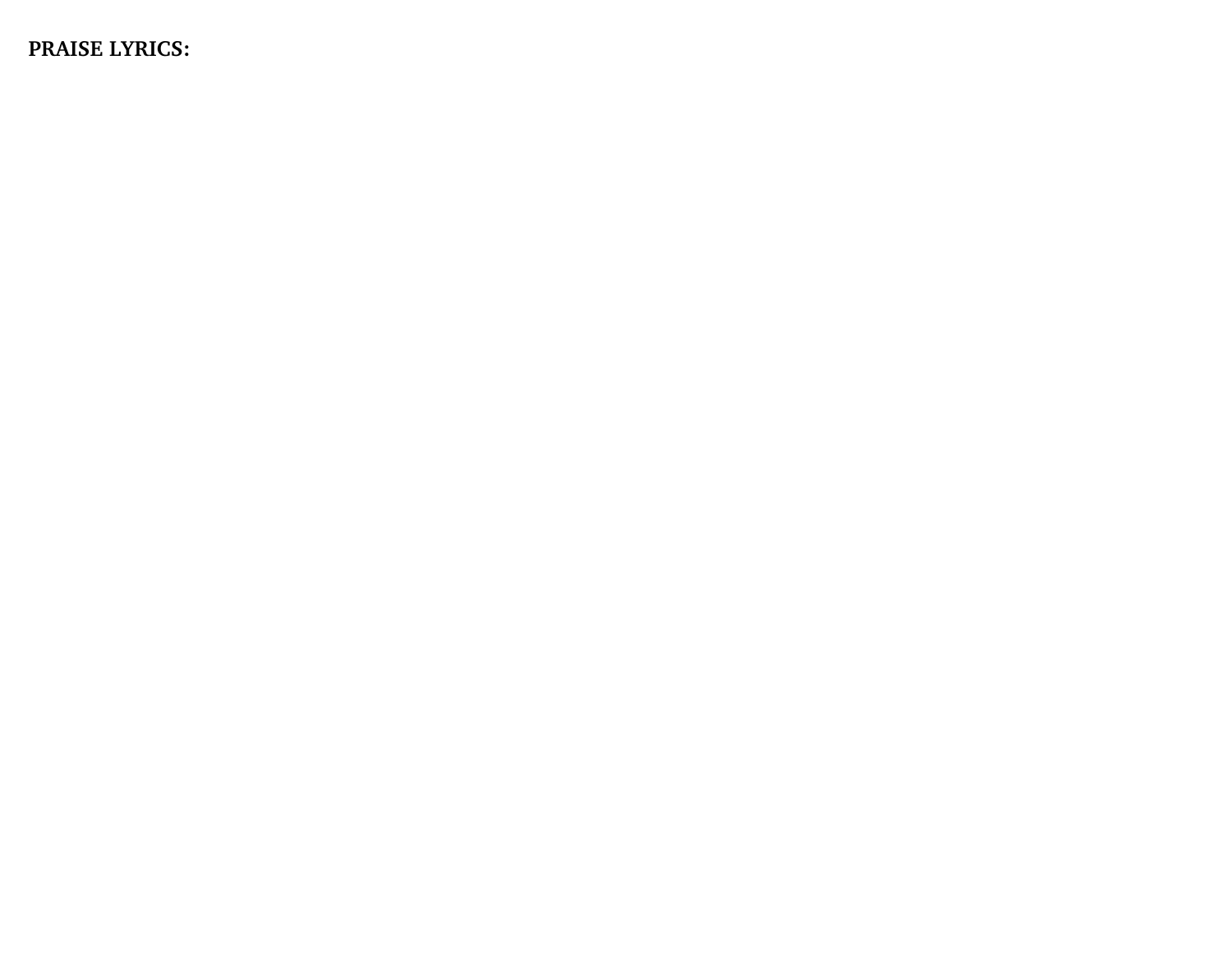**PRAISE LYRICS:**